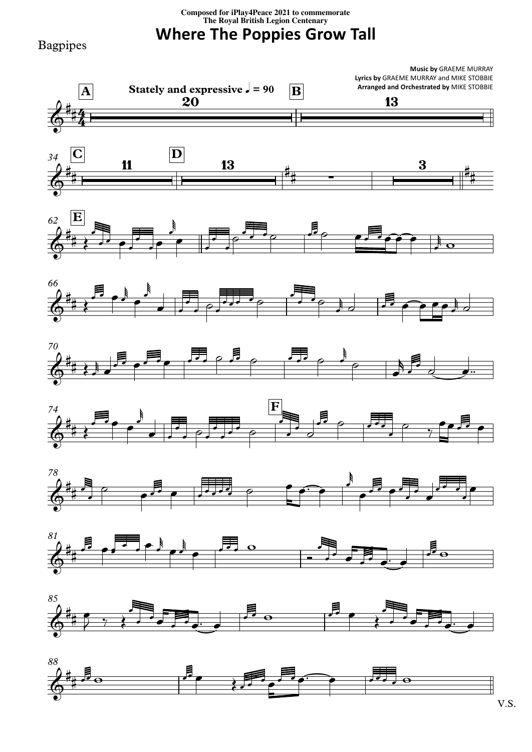Composed for iPlay4Peace 2021 to commemorate
The Royal British Legion Centenary

# Where The Poppies Grow Tall

Bagpipes

**Music by** GRAEME MURRAY
**Lyrics by** GRAEME MURRAY and MIKE STOBBIE
**Arranged and Orchestrated by** MIKE STOBBIE

Stately and expressive ♩ = 90

V.S.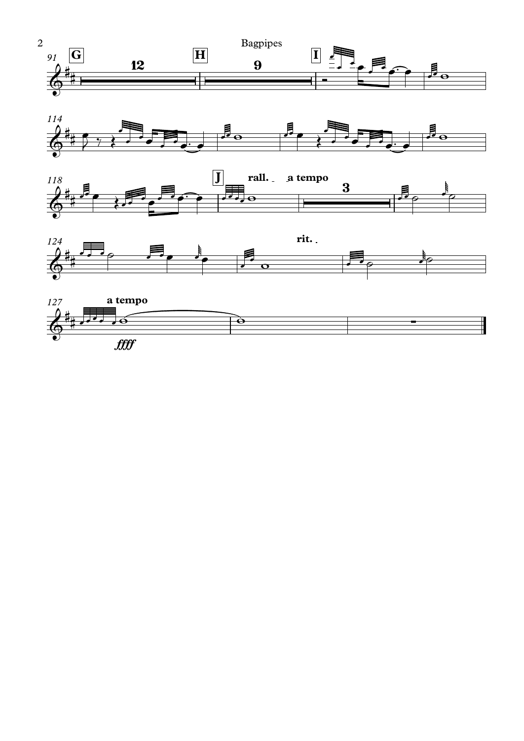Bagpipes

G

H

I

J

rall.

a tempo

rit.

a tempo

*ffff*